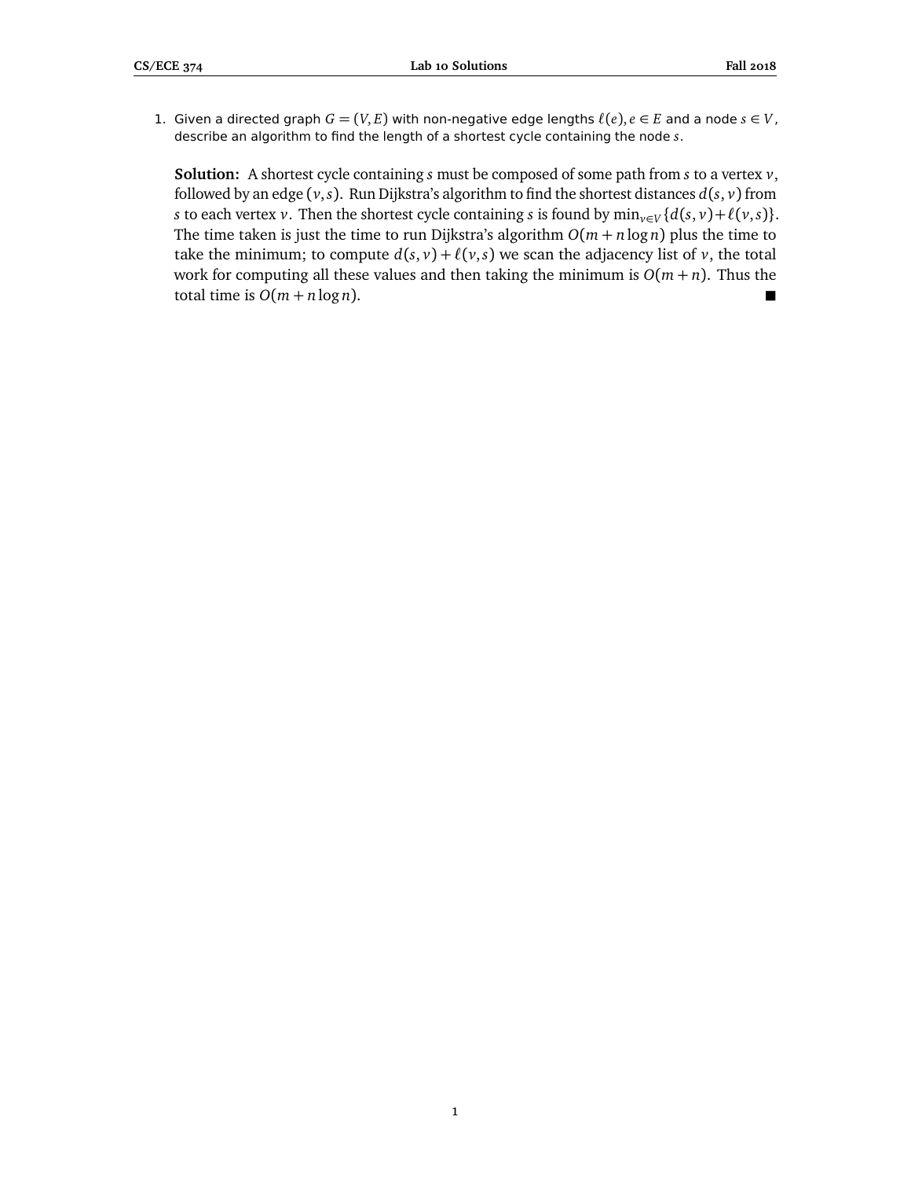1. Given a directed graph $G = (V, E)$ with non-negative edge lengths $\ell(e), e \in E$ and a node $s \in V$, describe an algorithm to find the length of a shortest cycle containing the node $s$.

   **Solution:** A shortest cycle containing $s$ must be composed of some path from $s$ to a vertex $v$, followed by an edge $(v, s)$. Run Dijkstra's algorithm to find the shortest distances $d(s, v)$ from $s$ to each vertex $v$. Then the shortest cycle containing $s$ is found by $\min_{v \in V}\{d(s, v) + \ell(v, s)\}$. The time taken is just the time to run Dijkstra's algorithm $O(m + n \log n)$ plus the time to take the minimum; to compute $d(s, v) + \ell(v, s)$ we scan the adjacency list of $v$, the total work for computing all these values and then taking the minimum is $O(m + n)$. Thus the total time is $O(m + n \log n)$. ■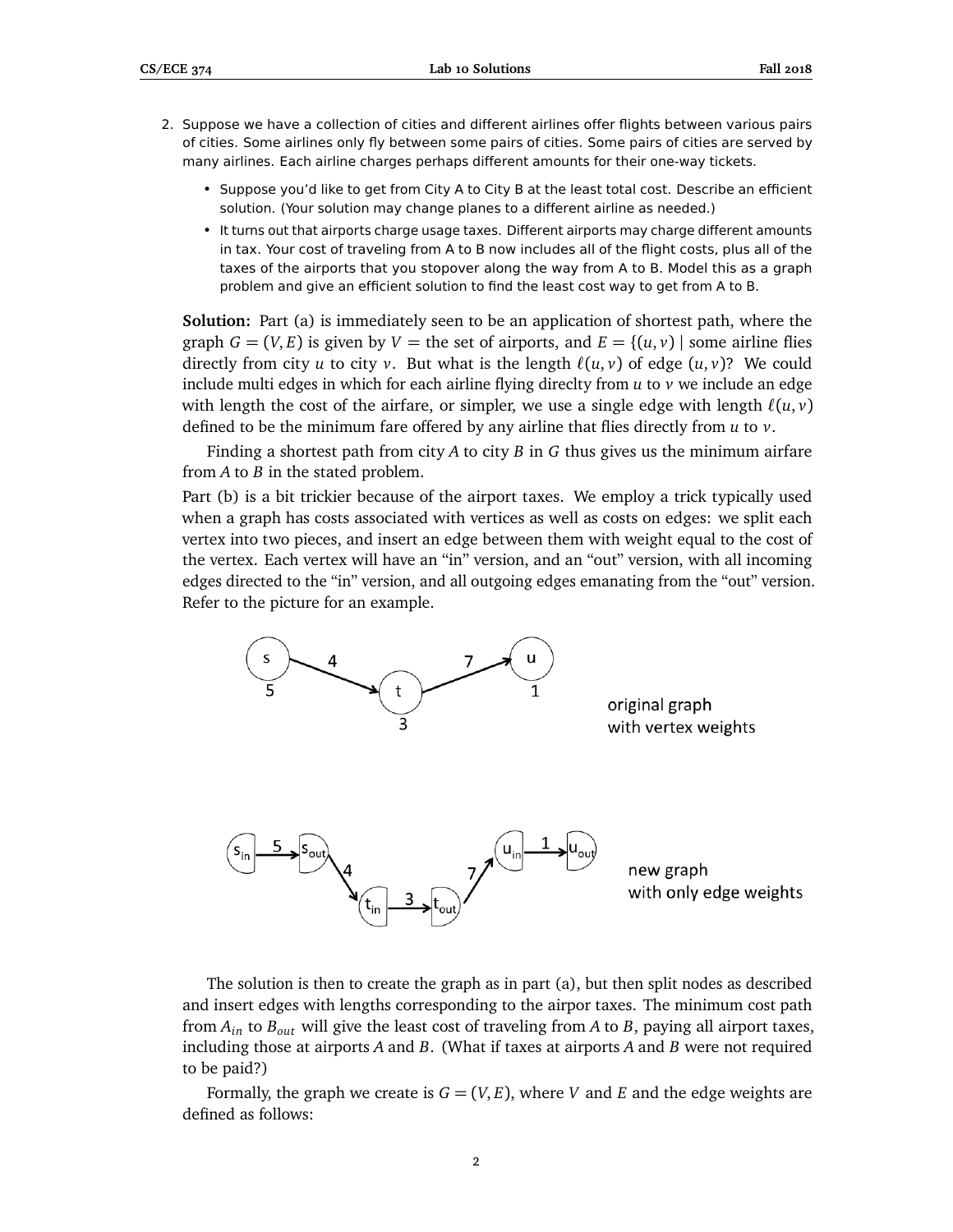2. Suppose we have a collection of cities and different airlines offer flights between various pairs of cities. Some airlines only fly between some pairs of cities. Some pairs of cities are served by many airlines. Each airline charges perhaps different amounts for their one-way tickets.

   - Suppose you'd like to get from City A to City B at the least total cost. Describe an efficient solution. (Your solution may change planes to a different airline as needed.)
   - It turns out that airports charge usage taxes. Different airports may charge different amounts in tax. Your cost of traveling from A to B now includes all of the flight costs, plus all of the taxes of the airports that you stopover along the way from A to B. Model this as a graph problem and give an efficient solution to find the least cost way to get from A to B.

**Solution:** Part (a) is immediately seen to be an application of shortest path, where the graph $G = (V, E)$ is given by $V =$ the set of airports, and $E = \{(u, v) \mid$ some airline flies directly from city $u$ to city $v$. But what is the length $\ell(u, v)$ of edge $(u, v)$? We could include multi edges in which for each airline flying direclty from $u$ to $v$ we include an edge with length the cost of the airfare, or simpler, we use a single edge with length $\ell(u, v)$ defined to be the minimum fare offered by any airline that flies directly from $u$ to $v$.

Finding a shortest path from city $A$ to city $B$ in $G$ thus gives us the minimum airfare from $A$ to $B$ in the stated problem.

Part (b) is a bit trickier because of the airport taxes. We employ a trick typically used when a graph has costs associated with vertices as well as costs on edges: we split each vertex into two pieces, and insert an edge between them with weight equal to the cost of the vertex. Each vertex will have an "in" version, and an "out" version, with all incoming edges directed to the "in" version, and all outgoing edges emanating from the "out" version. Refer to the picture for an example.

original graph with vertex weights

new graph with only edge weights

The solution is then to create the graph as in part (a), but then split nodes as described and insert edges with lengths corresponding to the airpor taxes. The minimum cost path from $A_{in}$ to $B_{out}$ will give the least cost of traveling from $A$ to $B$, paying all airport taxes, including those at airports $A$ and $B$. (What if taxes at airports $A$ and $B$ were not required to be paid?)

Formally, the graph we create is $G = (V, E)$, where $V$ and $E$ and the edge weights are defined as follows: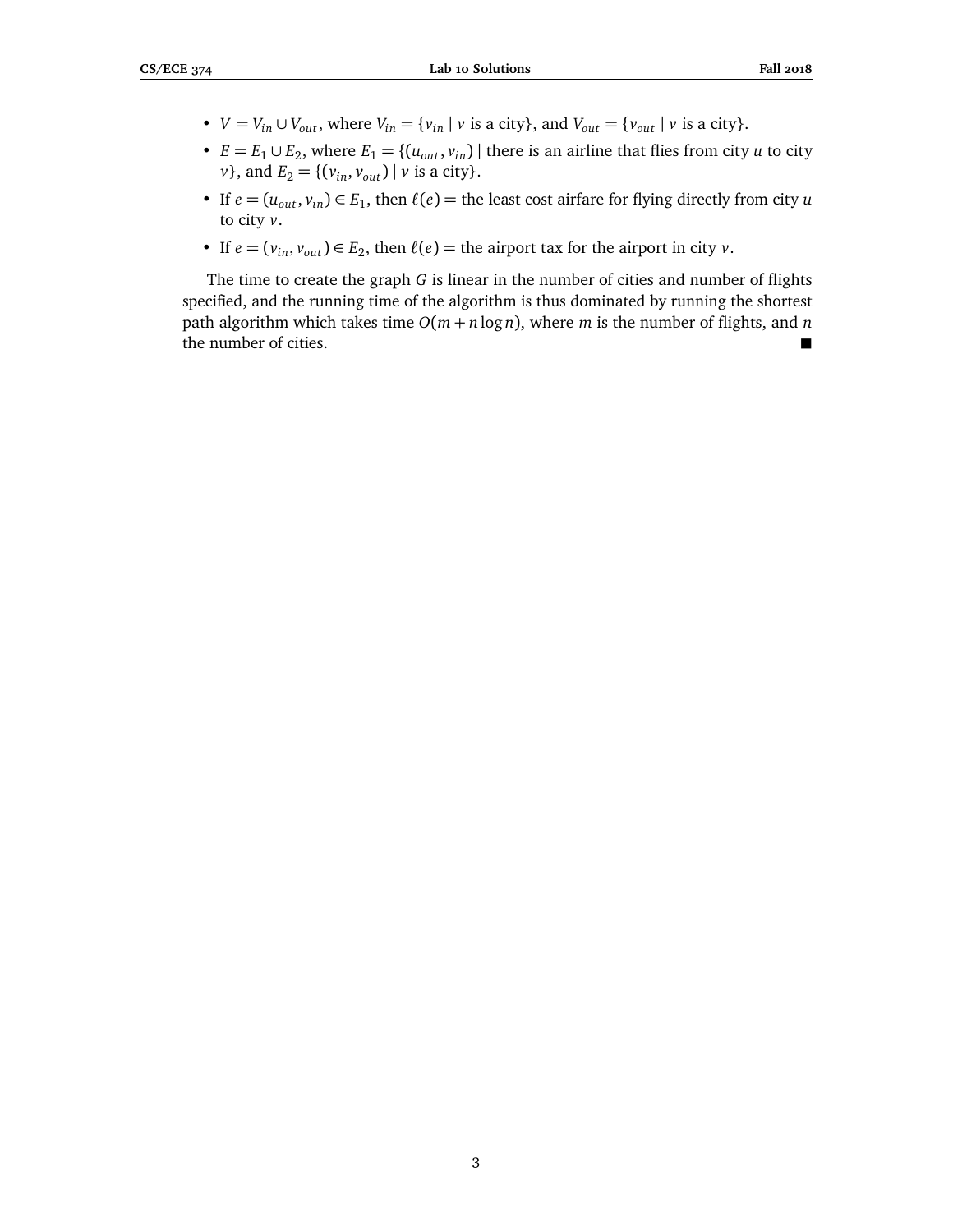- $V = V_{in} \cup V_{out}$, where $V_{in} = \{v_{in} \mid v \text{ is a city}\}$, and $V_{out} = \{v_{out} \mid v \text{ is a city}\}$.
- $E = E_1 \cup E_2$, where $E_1 = \{(u_{out}, v_{in}) \mid \text{there is an airline that flies from city } u \text{ to city } v\}$, and $E_2 = \{(v_{in}, v_{out}) \mid v \text{ is a city}\}$.
- If $e = (u_{out}, v_{in}) \in E_1$, then $\ell(e) =$ the least cost airfare for flying directly from city $u$ to city $v$.
- If $e = (v_{in}, v_{out}) \in E_2$, then $\ell(e) =$ the airport tax for the airport in city $v$.

The time to create the graph $G$ is linear in the number of cities and number of flights specified, and the running time of the algorithm is thus dominated by running the shortest path algorithm which takes time $O(m + n \log n)$, where $m$ is the number of flights, and $n$ the number of cities. ■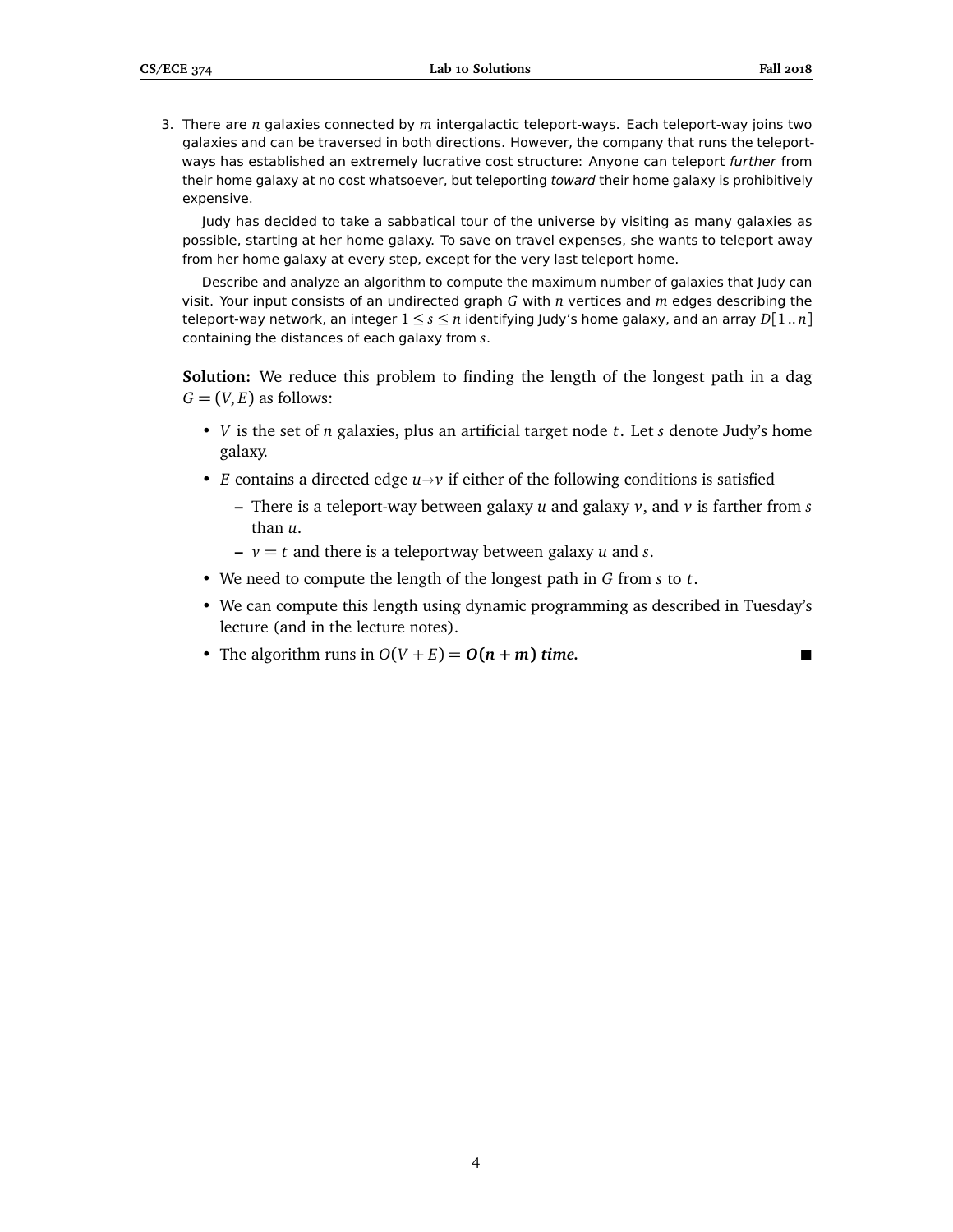3. There are $n$ galaxies connected by $m$ intergalactic teleport-ways. Each teleport-way joins two galaxies and can be traversed in both directions. However, the company that runs the teleport-ways has established an extremely lucrative cost structure: Anyone can teleport *further* from their home galaxy at no cost whatsoever, but teleporting *toward* their home galaxy is prohibitively expensive.

   Judy has decided to take a sabbatical tour of the universe by visiting as many galaxies as possible, starting at her home galaxy. To save on travel expenses, she wants to teleport away from her home galaxy at every step, except for the very last teleport home.

   Describe and analyze an algorithm to compute the maximum number of galaxies that Judy can visit. Your input consists of an undirected graph $G$ with $n$ vertices and $m$ edges describing the teleport-way network, an integer $1 \leq s \leq n$ identifying Judy's home galaxy, and an array $D[1..n]$ containing the distances of each galaxy from $s$.

   **Solution:** We reduce this problem to finding the length of the longest path in a dag $G = (V, E)$ as follows:

   - $V$ is the set of $n$ galaxies, plus an artificial target node $t$. Let $s$ denote Judy's home galaxy.
   - $E$ contains a directed edge $u \to v$ if either of the following conditions is satisfied
     - There is a teleport-way between galaxy $u$ and galaxy $v$, and $v$ is farther from $s$ than $u$.
     - $v = t$ and there is a teleportway between galaxy $u$ and $s$.
   - We need to compute the length of the longest path in $G$ from $s$ to $t$.
   - We can compute this length using dynamic programming as described in Tuesday's lecture (and in the lecture notes).
   - The algorithm runs in $O(V + E) = \boldsymbol{O(n + m)}$ ***time.*** ■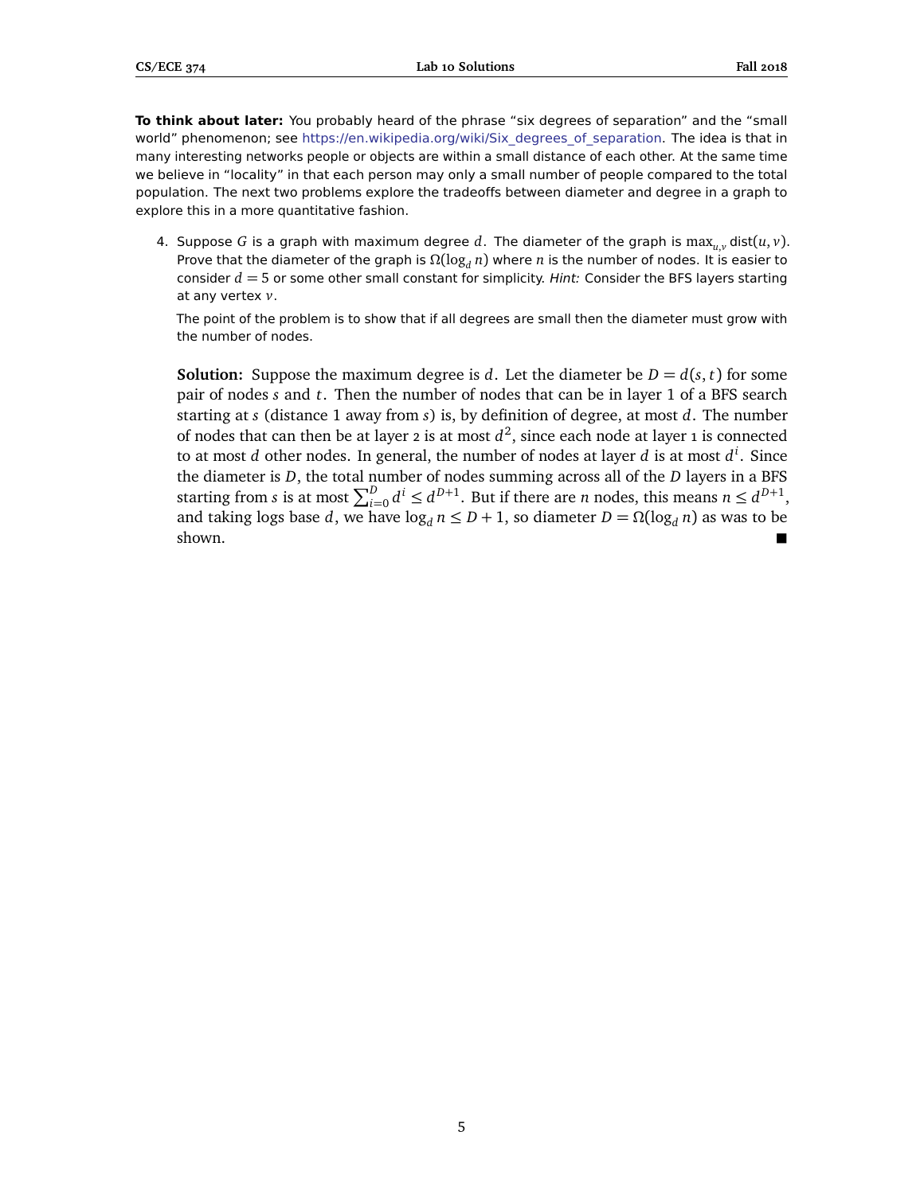**To think about later:** You probably heard of the phrase “six degrees of separation” and the “small world” phenomenon; see https://en.wikipedia.org/wiki/Six_degrees_of_separation. The idea is that in many interesting networks people or objects are within a small distance of each other. At the same time we believe in “locality” in that each person may only a small number of people compared to the total population. The next two problems explore the tradeoffs between diameter and degree in a graph to explore this in a more quantitative fashion.

4. Suppose $G$ is a graph with maximum degree $d$. The diameter of the graph is $\max_{u,v} \text{dist}(u, v)$. Prove that the diameter of the graph is $\Omega(\log_d n)$ where $n$ is the number of nodes. It is easier to consider $d = 5$ or some other small constant for simplicity. *Hint:* Consider the BFS layers starting at any vertex $v$.

   The point of the problem is to show that if all degrees are small then the diameter must grow with the number of nodes.

   **Solution:** Suppose the maximum degree is $d$. Let the diameter be $D = d(s, t)$ for some pair of nodes $s$ and $t$. Then the number of nodes that can be in layer 1 of a BFS search starting at $s$ (distance 1 away from $s$) is, by definition of degree, at most $d$. The number of nodes that can then be at layer 2 is at most $d^2$, since each node at layer 1 is connected to at most $d$ other nodes. In general, the number of nodes at layer $d$ is at most $d^i$. Since the diameter is $D$, the total number of nodes summing across all of the $D$ layers in a BFS starting from $s$ is at most $\sum_{i=0}^{D} d^i \leq d^{D+1}$. But if there are $n$ nodes, this means $n \leq d^{D+1}$, and taking logs base $d$, we have $\log_d n \leq D + 1$, so diameter $D = \Omega(\log_d n)$ as was to be shown. ■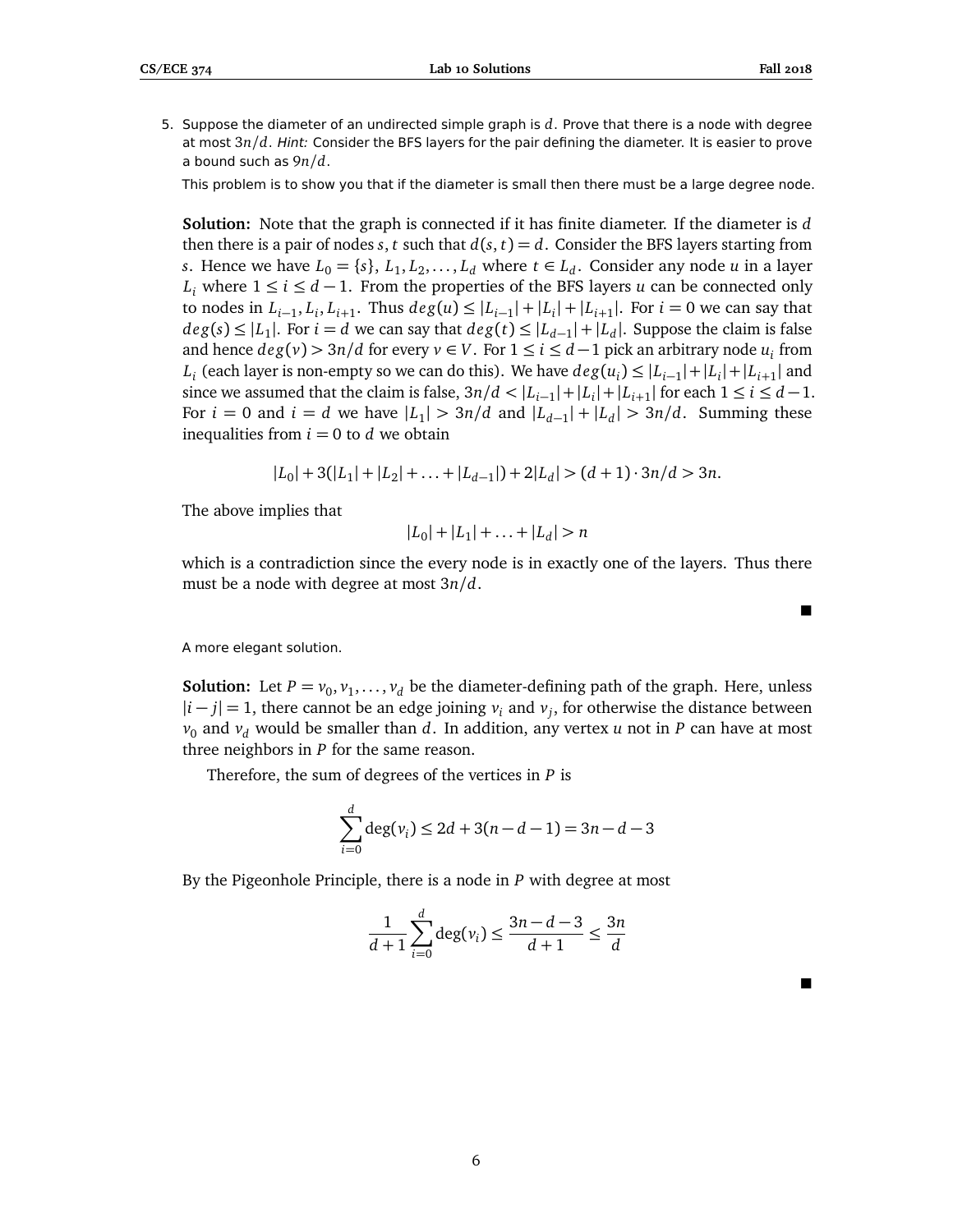5. Suppose the diameter of an undirected simple graph is $d$. Prove that there is a node with degree at most $3n/d$. *Hint:* Consider the BFS layers for the pair defining the diameter. It is easier to prove a bound such as $9n/d$.

   This problem is to show you that if the diameter is small then there must be a large degree node.

   **Solution:** Note that the graph is connected if it has finite diameter. If the diameter is $d$ then there is a pair of nodes $s, t$ such that $d(s,t) = d$. Consider the BFS layers starting from $s$. Hence we have $L_0 = \{s\}$, $L_1, L_2, \ldots, L_d$ where $t \in L_d$. Consider any node $u$ in a layer $L_i$ where $1 \le i \le d-1$. From the properties of the BFS layers $u$ can be connected only to nodes in $L_{i-1}, L_i, L_{i+1}$. Thus $deg(u) \le |L_{i-1}| + |L_i| + |L_{i+1}|$. For $i = 0$ we can say that $deg(s) \le |L_1|$. For $i = d$ we can say that $deg(t) \le |L_{d-1}| + |L_d|$. Suppose the claim is false and hence $deg(v) > 3n/d$ for every $v \in V$. For $1 \le i \le d-1$ pick an arbitrary node $u_i$ from $L_i$ (each layer is non-empty so we can do this). We have $deg(u_i) \le |L_{i-1}| + |L_i| + |L_{i+1}|$ and since we assumed that the claim is false, $3n/d < |L_{i-1}| + |L_i| + |L_{i+1}|$ for each $1 \le i \le d-1$. For $i = 0$ and $i = d$ we have $|L_1| > 3n/d$ and $|L_{d-1}| + |L_d| > 3n/d$. Summing these inequalities from $i = 0$ to $d$ we obtain

   $$|L_0| + 3(|L_1| + |L_2| + \ldots + |L_{d-1}|) + 2|L_d| > (d+1) \cdot 3n/d > 3n.$$

   The above implies that

   $$|L_0| + |L_1| + \ldots + |L_d| > n$$

   which is a contradiction since the every node is in exactly one of the layers. Thus there must be a node with degree at most $3n/d$.

   ■

   A more elegant solution.

   **Solution:** Let $P = v_0, v_1, \ldots, v_d$ be the diameter-defining path of the graph. Here, unless $|i - j| = 1$, there cannot be an edge joining $v_i$ and $v_j$, for otherwise the distance between $v_0$ and $v_d$ would be smaller than $d$. In addition, any vertex $u$ not in $P$ can have at most three neighbors in $P$ for the same reason.

   Therefore, the sum of degrees of the vertices in $P$ is

   $$\sum_{i=0}^{d} \deg(v_i) \le 2d + 3(n - d - 1) = 3n - d - 3$$

   By the Pigeonhole Principle, there is a node in $P$ with degree at most

   $$\frac{1}{d+1} \sum_{i=0}^{d} \deg(v_i) \le \frac{3n - d - 3}{d+1} \le \frac{3n}{d}$$

   ■